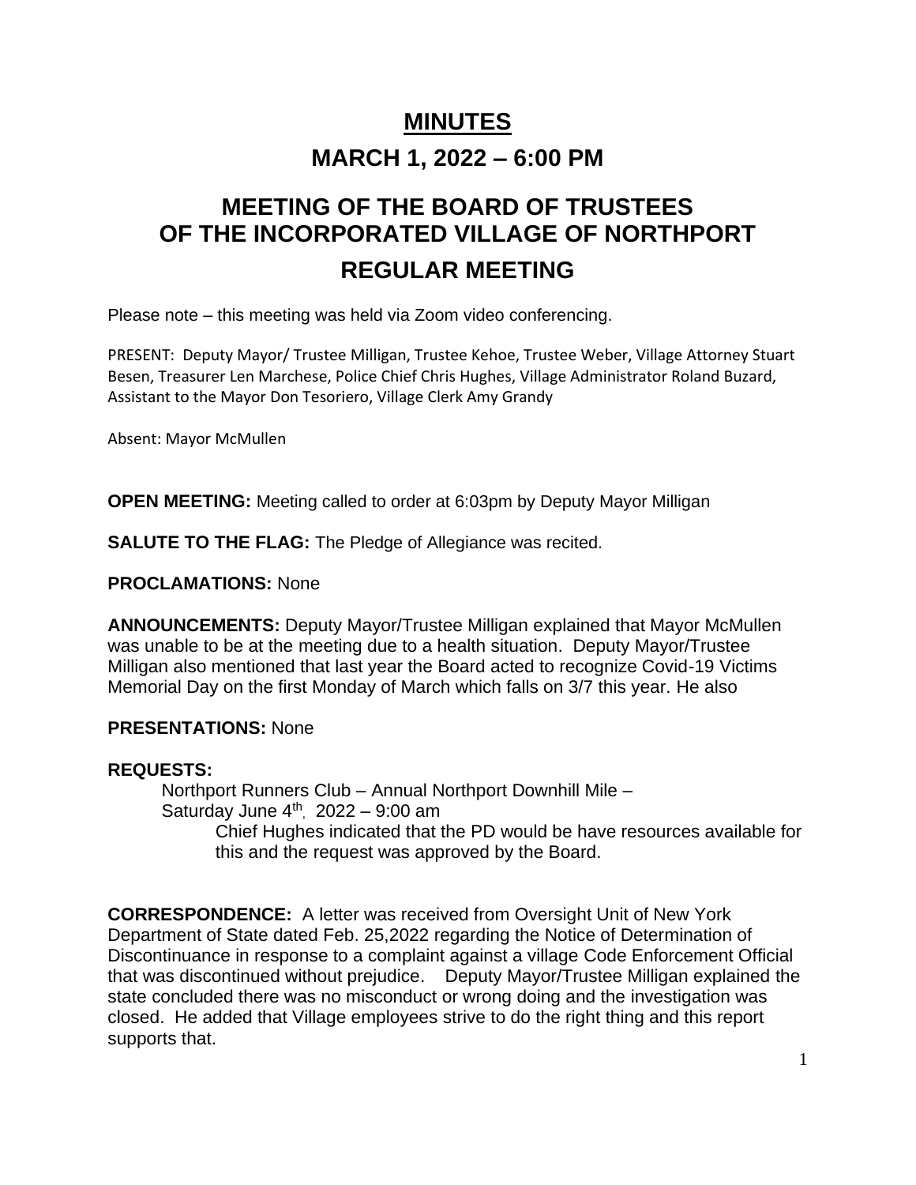# MINUTES

## MARCH 1, 2022 – 6:00 PM

## MEETING OF THE BOARD OF TRUSTEES OF THE INCORPORATED VILLAGE OF NORTHPORT

## REGULAR MEETING

Please note – this meeting was held via Zoom video conferencing.

PRESENT: Deputy Mayor/ Trustee Milligan, Trustee Kehoe, Trustee Weber, Village Attorney Stuart Besen, Treasurer Len Marchese, Police Chief Chris Hughes, Village Administrator Roland Buzard, Assistant to the Mayor Don Tesoriero, Village Clerk Amy Grandy

Absent: Mayor McMullen

**OPEN MEETING:** Meeting called to order at 6:03pm by Deputy Mayor Milligan

**SALUTE TO THE FLAG:** The Pledge of Allegiance was recited.

**PROCLAMATIONS:** None

**ANNOUNCEMENTS:** Deputy Mayor/Trustee Milligan explained that Mayor McMullen was unable to be at the meeting due to a health situation. Deputy Mayor/Trustee Milligan also mentioned that last year the Board acted to recognize Covid-19 Victims Memorial Day on the first Monday of March which falls on 3/7 this year. He also

**PRESENTATIONS:** None

**REQUESTS:**

Northport Runners Club – Annual Northport Downhill Mile –
Saturday June 4th, 2022 – 9:00 am

Chief Hughes indicated that the PD would be have resources available for this and the request was approved by the Board.

**CORRESPONDENCE:** A letter was received from Oversight Unit of New York Department of State dated Feb. 25,2022 regarding the Notice of Determination of Discontinuance in response to a complaint against a village Code Enforcement Official that was discontinued without prejudice. Deputy Mayor/Trustee Milligan explained the state concluded there was no misconduct or wrong doing and the investigation was closed. He added that Village employees strive to do the right thing and this report supports that.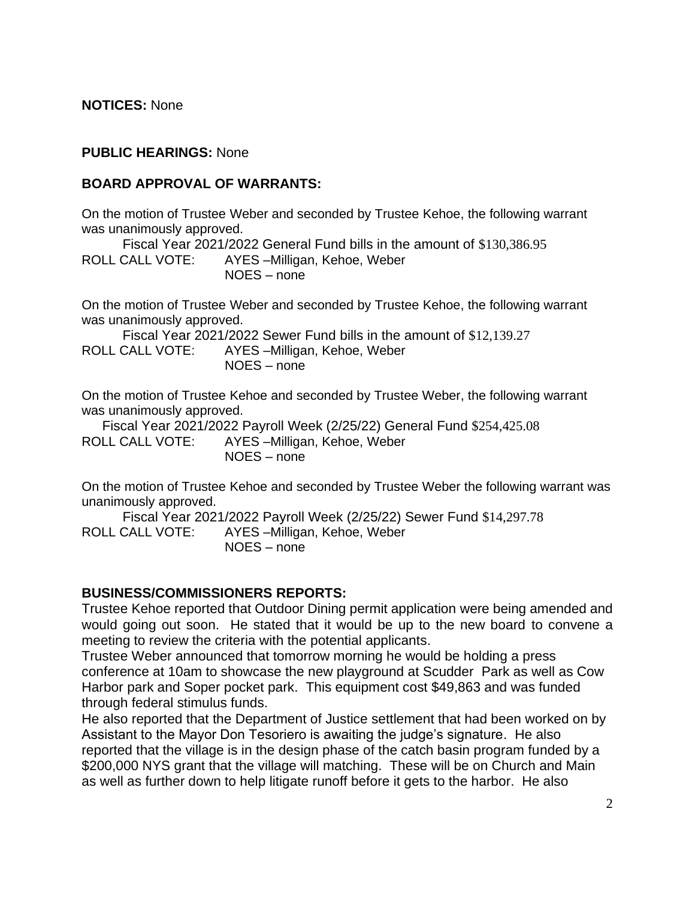**NOTICES:** None

**PUBLIC HEARINGS:** None

**BOARD APPROVAL OF WARRANTS:**

On the motion of Trustee Weber and seconded by Trustee Kehoe, the following warrant was unanimously approved.

Fiscal Year 2021/2022 General Fund bills in the amount of $130,386.95

ROLL CALL VOTE: AYES –Milligan, Kehoe, Weber
NOES – none

On the motion of Trustee Weber and seconded by Trustee Kehoe, the following warrant was unanimously approved.

Fiscal Year 2021/2022 Sewer Fund bills in the amount of $12,139.27

ROLL CALL VOTE: AYES –Milligan, Kehoe, Weber
NOES – none

On the motion of Trustee Kehoe and seconded by Trustee Weber, the following warrant was unanimously approved.

Fiscal Year 2021/2022 Payroll Week (2/25/22) General Fund $254,425.08

ROLL CALL VOTE: AYES –Milligan, Kehoe, Weber
NOES – none

On the motion of Trustee Kehoe and seconded by Trustee Weber the following warrant was unanimously approved.

Fiscal Year 2021/2022 Payroll Week (2/25/22) Sewer Fund $14,297.78

ROLL CALL VOTE: AYES –Milligan, Kehoe, Weber
NOES – none

**BUSINESS/COMMISSIONERS REPORTS:**

Trustee Kehoe reported that Outdoor Dining permit application were being amended and would going out soon. He stated that it would be up to the new board to convene a meeting to review the criteria with the potential applicants.

Trustee Weber announced that tomorrow morning he would be holding a press conference at 10am to showcase the new playground at Scudder Park as well as Cow Harbor park and Soper pocket park. This equipment cost $49,863 and was funded through federal stimulus funds.

He also reported that the Department of Justice settlement that had been worked on by Assistant to the Mayor Don Tesoriero is awaiting the judge's signature. He also reported that the village is in the design phase of the catch basin program funded by a $200,000 NYS grant that the village will matching. These will be on Church and Main as well as further down to help litigate runoff before it gets to the harbor. He also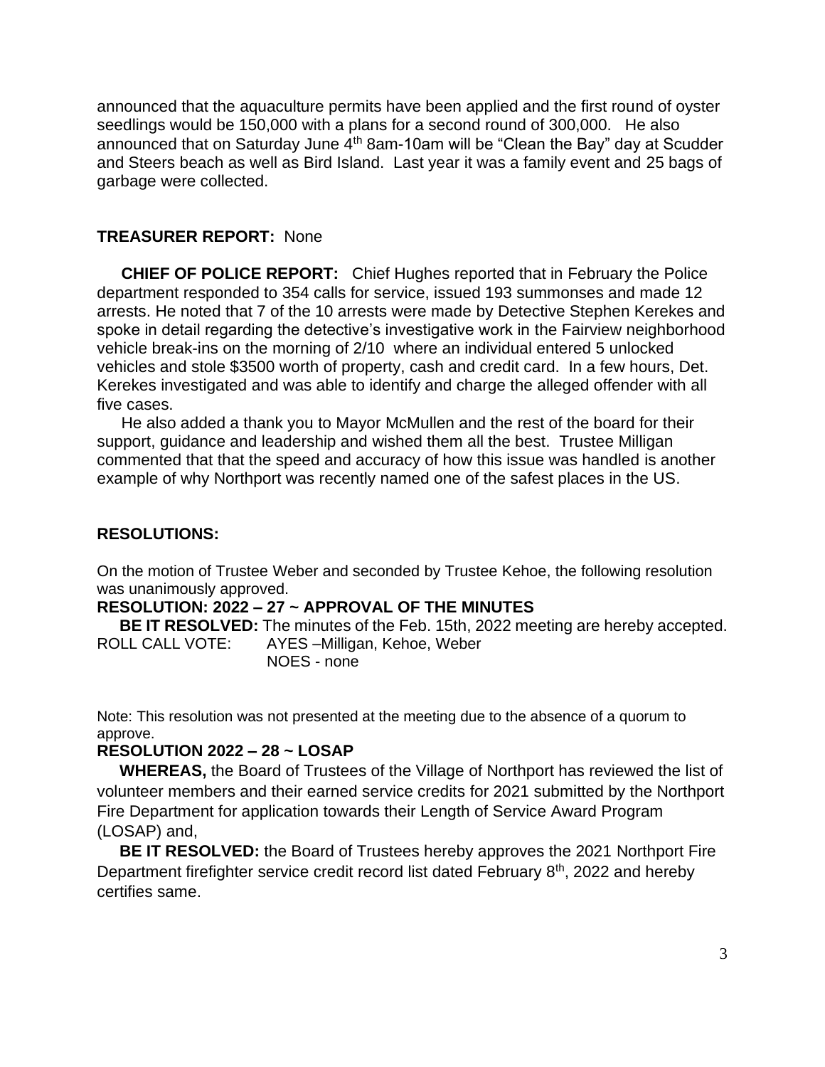announced that the aquaculture permits have been applied and the first round of oyster seedlings would be 150,000 with a plans for a second round of 300,000. He also announced that on Saturday June 4th 8am-10am will be "Clean the Bay" day at Scudder and Steers beach as well as Bird Island. Last year it was a family event and 25 bags of garbage were collected.

**TREASURER REPORT:** None

**CHIEF OF POLICE REPORT:** Chief Hughes reported that in February the Police department responded to 354 calls for service, issued 193 summonses and made 12 arrests. He noted that 7 of the 10 arrests were made by Detective Stephen Kerekes and spoke in detail regarding the detective's investigative work in the Fairview neighborhood vehicle break-ins on the morning of 2/10 where an individual entered 5 unlocked vehicles and stole $3500 worth of property, cash and credit card. In a few hours, Det. Kerekes investigated and was able to identify and charge the alleged offender with all five cases.

He also added a thank you to Mayor McMullen and the rest of the board for their support, guidance and leadership and wished them all the best. Trustee Milligan commented that that the speed and accuracy of how this issue was handled is another example of why Northport was recently named one of the safest places in the US.

**RESOLUTIONS:**

On the motion of Trustee Weber and seconded by Trustee Kehoe, the following resolution was unanimously approved.

**RESOLUTION: 2022 – 27 ~ APPROVAL OF THE MINUTES**

**BE IT RESOLVED:** The minutes of the Feb. 15th, 2022 meeting are hereby accepted.

ROLL CALL VOTE: AYES –Milligan, Kehoe, Weber
NOES - none

Note: This resolution was not presented at the meeting due to the absence of a quorum to approve.

**RESOLUTION 2022 – 28 ~ LOSAP**

**WHEREAS,** the Board of Trustees of the Village of Northport has reviewed the list of volunteer members and their earned service credits for 2021 submitted by the Northport Fire Department for application towards their Length of Service Award Program (LOSAP) and,

**BE IT RESOLVED:** the Board of Trustees hereby approves the 2021 Northport Fire Department firefighter service credit record list dated February 8th, 2022 and hereby certifies same.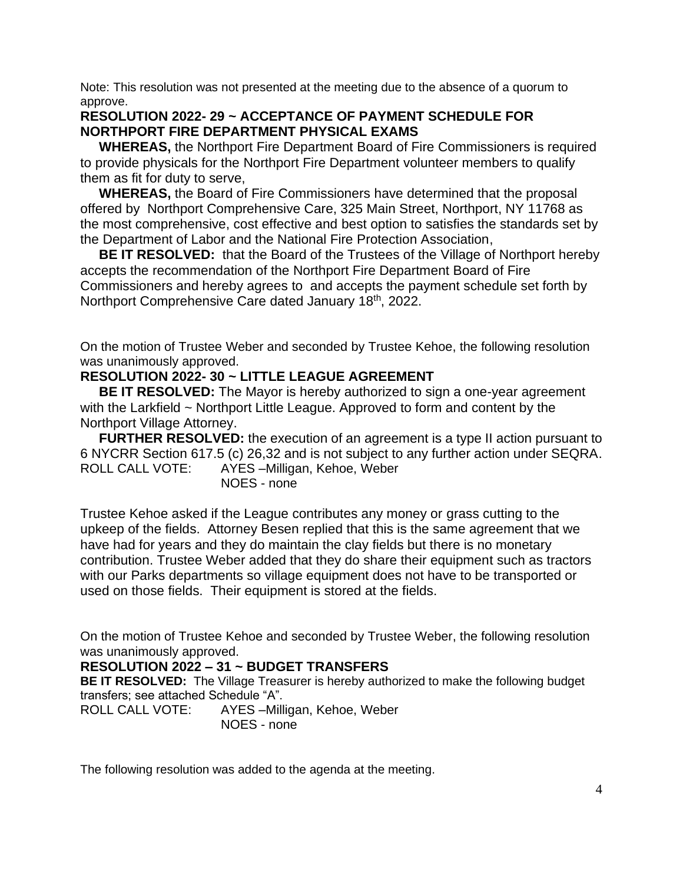Note: This resolution was not presented at the meeting due to the absence of a quorum to approve.

**RESOLUTION 2022- 29 ~ ACCEPTANCE OF PAYMENT SCHEDULE FOR NORTHPORT FIRE DEPARTMENT PHYSICAL EXAMS**

**WHEREAS,** the Northport Fire Department Board of Fire Commissioners is required to provide physicals for the Northport Fire Department volunteer members to qualify them as fit for duty to serve,

**WHEREAS,** the Board of Fire Commissioners have determined that the proposal offered by Northport Comprehensive Care, 325 Main Street, Northport, NY 11768 as the most comprehensive, cost effective and best option to satisfies the standards set by the Department of Labor and the National Fire Protection Association,

**BE IT RESOLVED:** that the Board of the Trustees of the Village of Northport hereby accepts the recommendation of the Northport Fire Department Board of Fire Commissioners and hereby agrees to and accepts the payment schedule set forth by Northport Comprehensive Care dated January 18th, 2022.

On the motion of Trustee Weber and seconded by Trustee Kehoe, the following resolution was unanimously approved.

**RESOLUTION 2022- 30 ~ LITTLE LEAGUE AGREEMENT**

**BE IT RESOLVED:** The Mayor is hereby authorized to sign a one-year agreement with the Larkfield ~ Northport Little League. Approved to form and content by the Northport Village Attorney.

**FURTHER RESOLVED:** the execution of an agreement is a type II action pursuant to 6 NYCRR Section 617.5 (c) 26,32 and is not subject to any further action under SEQRA.

ROLL CALL VOTE: AYES –Milligan, Kehoe, Weber
NOES - none

Trustee Kehoe asked if the League contributes any money or grass cutting to the upkeep of the fields. Attorney Besen replied that this is the same agreement that we have had for years and they do maintain the clay fields but there is no monetary contribution. Trustee Weber added that they do share their equipment such as tractors with our Parks departments so village equipment does not have to be transported or used on those fields. Their equipment is stored at the fields.

On the motion of Trustee Kehoe and seconded by Trustee Weber, the following resolution was unanimously approved.

**RESOLUTION 2022 – 31 ~ BUDGET TRANSFERS**

**BE IT RESOLVED:** The Village Treasurer is hereby authorized to make the following budget transfers; see attached Schedule "A".

ROLL CALL VOTE: AYES –Milligan, Kehoe, Weber
NOES - none

The following resolution was added to the agenda at the meeting.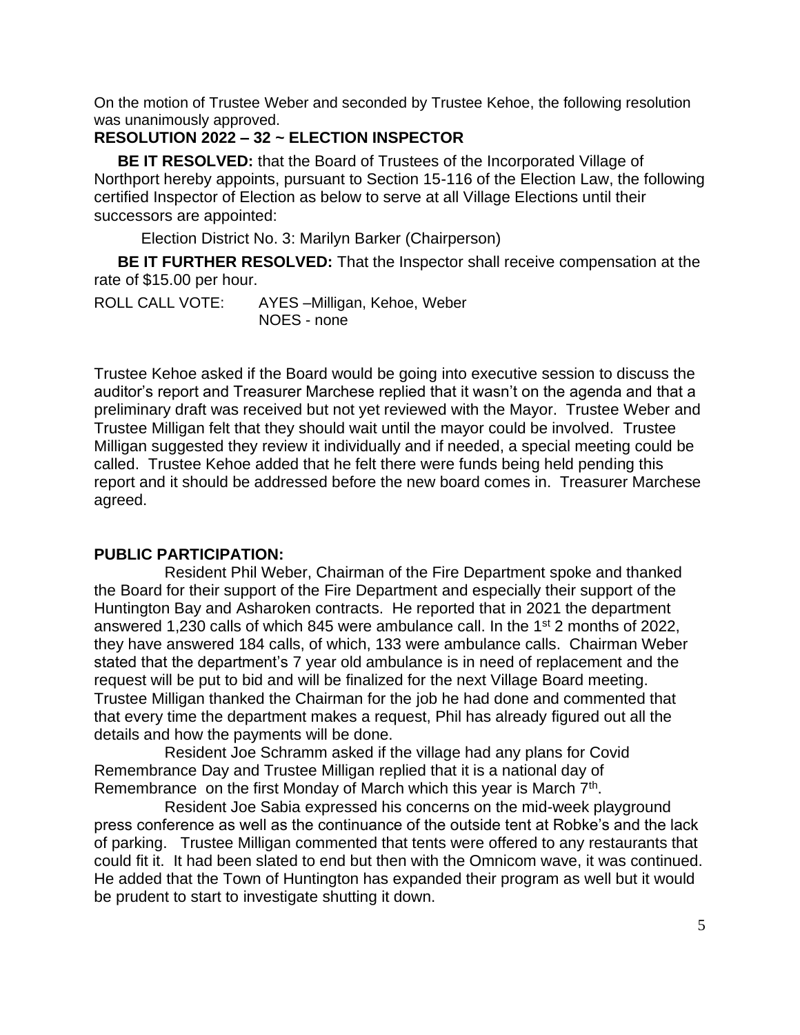On the motion of Trustee Weber and seconded by Trustee Kehoe, the following resolution was unanimously approved.

**RESOLUTION 2022 – 32 ~ ELECTION INSPECTOR**

**BE IT RESOLVED:** that the Board of Trustees of the Incorporated Village of Northport hereby appoints, pursuant to Section 15-116 of the Election Law, the following certified Inspector of Election as below to serve at all Village Elections until their successors are appointed:

Election District No. 3: Marilyn Barker (Chairperson)

**BE IT FURTHER RESOLVED:** That the Inspector shall receive compensation at the rate of $15.00 per hour.

ROLL CALL VOTE: AYES –Milligan, Kehoe, Weber
NOES - none

Trustee Kehoe asked if the Board would be going into executive session to discuss the auditor's report and Treasurer Marchese replied that it wasn't on the agenda and that a preliminary draft was received but not yet reviewed with the Mayor. Trustee Weber and Trustee Milligan felt that they should wait until the mayor could be involved. Trustee Milligan suggested they review it individually and if needed, a special meeting could be called. Trustee Kehoe added that he felt there were funds being held pending this report and it should be addressed before the new board comes in. Treasurer Marchese agreed.

**PUBLIC PARTICIPATION:**

Resident Phil Weber, Chairman of the Fire Department spoke and thanked the Board for their support of the Fire Department and especially their support of the Huntington Bay and Asharoken contracts. He reported that in 2021 the department answered 1,230 calls of which 845 were ambulance call. In the 1st 2 months of 2022, they have answered 184 calls, of which, 133 were ambulance calls. Chairman Weber stated that the department's 7 year old ambulance is in need of replacement and the request will be put to bid and will be finalized for the next Village Board meeting. Trustee Milligan thanked the Chairman for the job he had done and commented that that every time the department makes a request, Phil has already figured out all the details and how the payments will be done.

Resident Joe Schramm asked if the village had any plans for Covid Remembrance Day and Trustee Milligan replied that it is a national day of Remembrance on the first Monday of March which this year is March 7th.

Resident Joe Sabia expressed his concerns on the mid-week playground press conference as well as the continuance of the outside tent at Robke's and the lack of parking. Trustee Milligan commented that tents were offered to any restaurants that could fit it. It had been slated to end but then with the Omnicom wave, it was continued. He added that the Town of Huntington has expanded their program as well but it would be prudent to start to investigate shutting it down.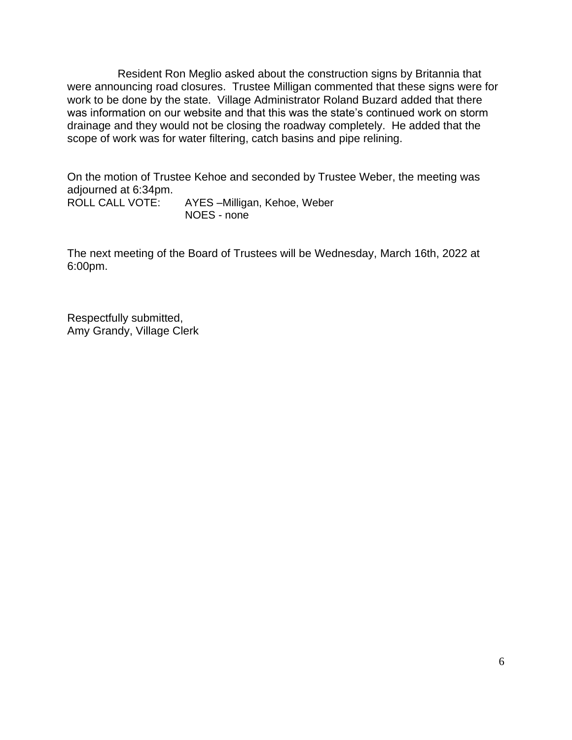Resident Ron Meglio asked about the construction signs by Britannia that were announcing road closures. Trustee Milligan commented that these signs were for work to be done by the state. Village Administrator Roland Buzard added that there was information on our website and that this was the state's continued work on storm drainage and they would not be closing the roadway completely. He added that the scope of work was for water filtering, catch basins and pipe relining.

On the motion of Trustee Kehoe and seconded by Trustee Weber, the meeting was adjourned at 6:34pm.

ROLL CALL VOTE: AYES –Milligan, Kehoe, Weber
NOES - none

The next meeting of the Board of Trustees will be Wednesday, March 16th, 2022 at 6:00pm.

Respectfully submitted,
Amy Grandy, Village Clerk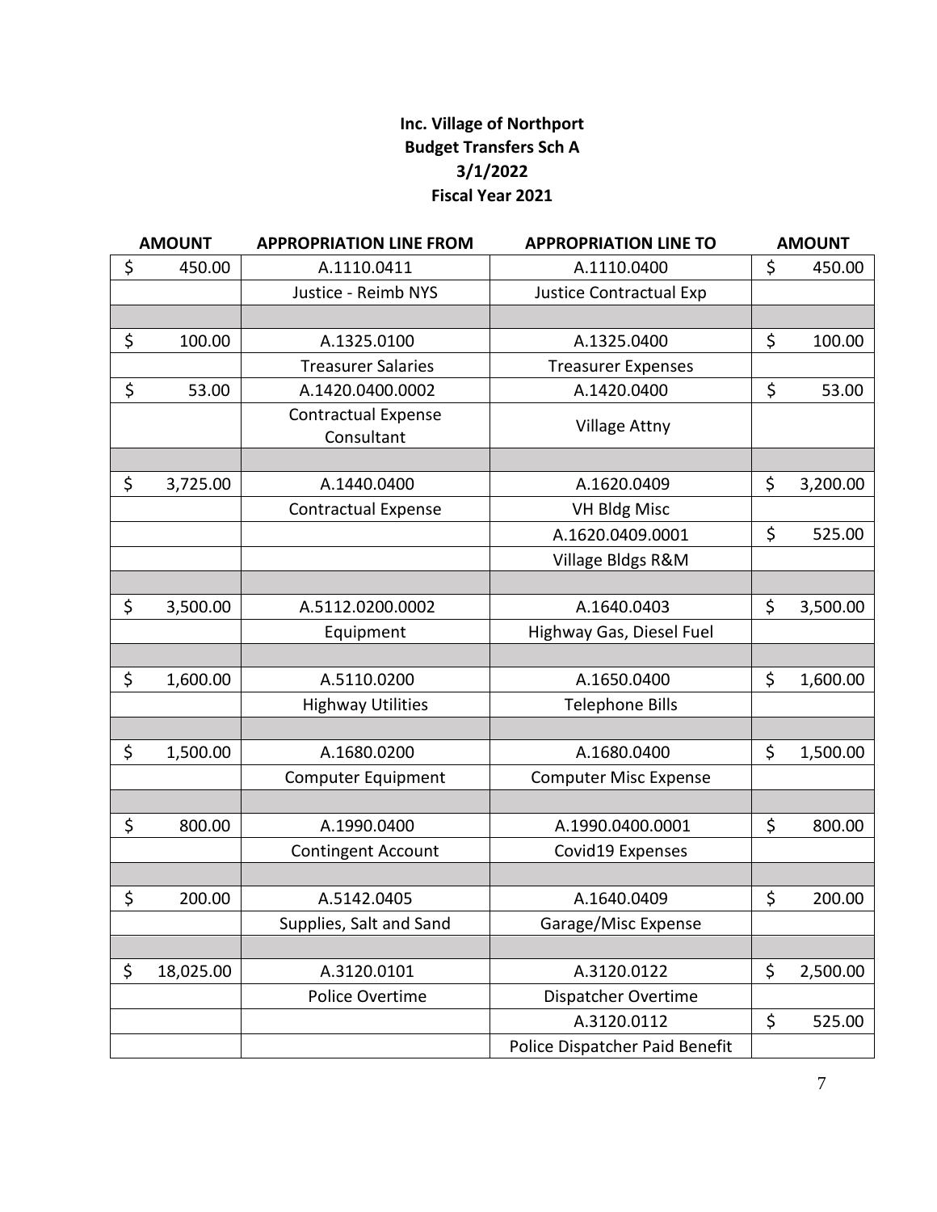**Inc. Village of Northport**
**Budget Transfers Sch A**
**3/1/2022**
**Fiscal Year 2021**

| AMOUNT | APPROPRIATION LINE FROM | APPROPRIATION LINE TO | AMOUNT |
|---|---|---|---|
| $ 450.00 | A.1110.0411 | A.1110.0400 | $ 450.00 |
| | Justice - Reimb NYS | Justice Contractual Exp | |
| | | | |
| $ 100.00 | A.1325.0100 | A.1325.0400 | $ 100.00 |
| | Treasurer Salaries | Treasurer Expenses | |
| $ 53.00 | A.1420.0400.0002 | A.1420.0400 | $ 53.00 |
| | Contractual Expense Consultant | Village Attny | |
| | | | |
| $ 3,725.00 | A.1440.0400 | A.1620.0409 | $ 3,200.00 |
| | Contractual Expense | VH Bldg Misc | |
| | | A.1620.0409.0001 | $ 525.00 |
| | | Village Bldgs R&M | |
| | | | |
| $ 3,500.00 | A.5112.0200.0002 | A.1640.0403 | $ 3,500.00 |
| | Equipment | Highway Gas, Diesel Fuel | |
| | | | |
| $ 1,600.00 | A.5110.0200 | A.1650.0400 | $ 1,600.00 |
| | Highway Utilities | Telephone Bills | |
| | | | |
| $ 1,500.00 | A.1680.0200 | A.1680.0400 | $ 1,500.00 |
| | Computer Equipment | Computer Misc Expense | |
| | | | |
| $ 800.00 | A.1990.0400 | A.1990.0400.0001 | $ 800.00 |
| | Contingent Account | Covid19 Expenses | |
| | | | |
| $ 200.00 | A.5142.0405 | A.1640.0409 | $ 200.00 |
| | Supplies, Salt and Sand | Garage/Misc Expense | |
| | | | |
| $ 18,025.00 | A.3120.0101 | A.3120.0122 | $ 2,500.00 |
| | Police Overtime | Dispatcher Overtime | |
| | | A.3120.0112 | $ 525.00 |
| | | Police Dispatcher Paid Benefit | |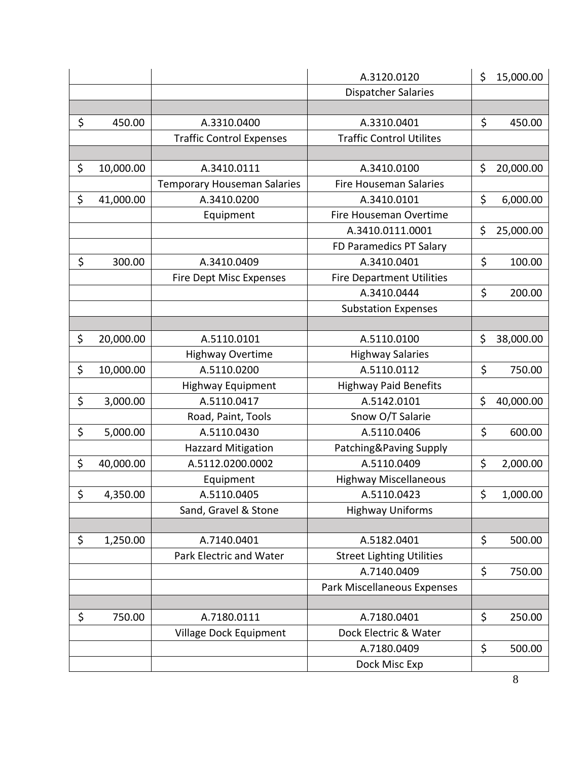| | | | |
|---|---|---|---|
| | | A.3120.0120 | $ 15,000.00 |
| | | Dispatcher Salaries | |
| | | | |
| $ 450.00 | A.3310.0400 | A.3310.0401 | $ 450.00 |
| | Traffic Control Expenses | Traffic Control Utilites | |
| | | | |
| $ 10,000.00 | A.3410.0111 | A.3410.0100 | $ 20,000.00 |
| | Temporary Houseman Salaries | Fire Houseman Salaries | |
| $ 41,000.00 | A.3410.0200 | A.3410.0101 | $ 6,000.00 |
| | Equipment | Fire Houseman Overtime | |
| | | A.3410.0111.0001 | $ 25,000.00 |
| | | FD Paramedics PT Salary | |
| $ 300.00 | A.3410.0409 | A.3410.0401 | $ 100.00 |
| | Fire Dept Misc Expenses | Fire Department Utilities | |
| | | A.3410.0444 | $ 200.00 |
| | | Substation Expenses | |
| | | | |
| $ 20,000.00 | A.5110.0101 | A.5110.0100 | $ 38,000.00 |
| | Highway Overtime | Highway Salaries | |
| $ 10,000.00 | A.5110.0200 | A.5110.0112 | $ 750.00 |
| | Highway Equipment | Highway Paid Benefits | |
| $ 3,000.00 | A.5110.0417 | A.5142.0101 | $ 40,000.00 |
| | Road, Paint, Tools | Snow O/T Salarie | |
| $ 5,000.00 | A.5110.0430 | A.5110.0406 | $ 600.00 |
| | Hazzard Mitigation | Patching&Paving Supply | |
| $ 40,000.00 | A.5112.0200.0002 | A.5110.0409 | $ 2,000.00 |
| | Equipment | Highway Miscellaneous | |
| $ 4,350.00 | A.5110.0405 | A.5110.0423 | $ 1,000.00 |
| | Sand, Gravel & Stone | Highway Uniforms | |
| | | | |
| $ 1,250.00 | A.7140.0401 | A.5182.0401 | $ 500.00 |
| | Park Electric and Water | Street Lighting Utilities | |
| | | A.7140.0409 | $ 750.00 |
| | | Park Miscellaneous Expenses | |
| | | | |
| $ 750.00 | A.7180.0111 | A.7180.0401 | $ 250.00 |
| | Village Dock Equipment | Dock Electric & Water | |
| | | A.7180.0409 | $ 500.00 |
| | | Dock Misc Exp | |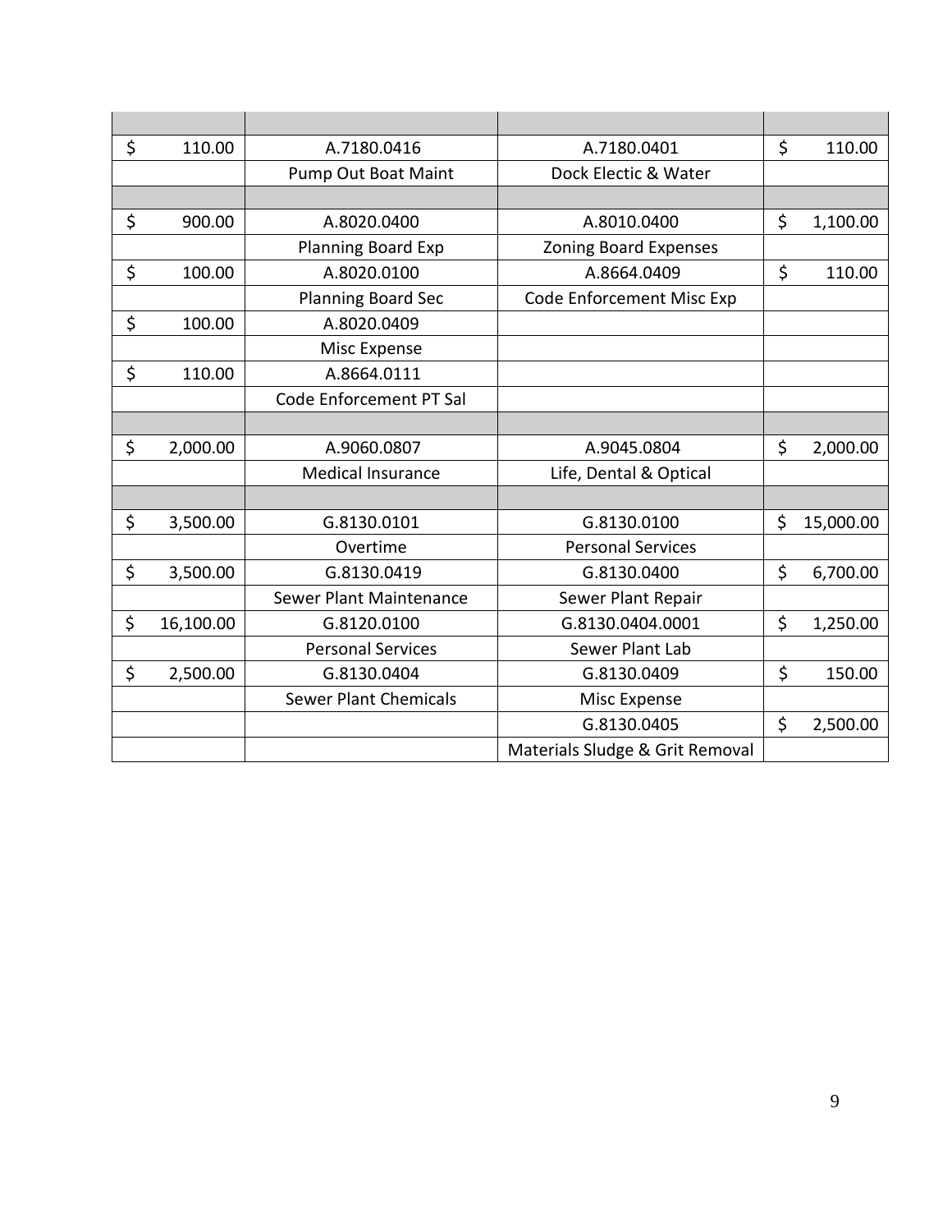| | | | |
|---|---|---|---|
| | | | |
| $ 110.00 | A.7180.0416 | A.7180.0401 | $ 110.00 |
| | Pump Out Boat Maint | Dock Electic & Water | |
| | | | |
| $ 900.00 | A.8020.0400 | A.8010.0400 | $ 1,100.00 |
| | Planning Board Exp | Zoning Board Expenses | |
| $ 100.00 | A.8020.0100 | A.8664.0409 | $ 110.00 |
| | Planning Board Sec | Code Enforcement Misc Exp | |
| $ 100.00 | A.8020.0409 | | |
| | Misc Expense | | |
| $ 110.00 | A.8664.0111 | | |
| | Code Enforcement PT Sal | | |
| | | | |
| $ 2,000.00 | A.9060.0807 | A.9045.0804 | $ 2,000.00 |
| | Medical Insurance | Life, Dental & Optical | |
| | | | |
| $ 3,500.00 | G.8130.0101 | G.8130.0100 | $ 15,000.00 |
| | Overtime | Personal Services | |
| $ 3,500.00 | G.8130.0419 | G.8130.0400 | $ 6,700.00 |
| | Sewer Plant Maintenance | Sewer Plant Repair | |
| $ 16,100.00 | G.8120.0100 | G.8130.0404.0001 | $ 1,250.00 |
| | Personal Services | Sewer Plant Lab | |
| $ 2,500.00 | G.8130.0404 | G.8130.0409 | $ 150.00 |
| | Sewer Plant Chemicals | Misc Expense | |
| | | G.8130.0405 | $ 2,500.00 |
| | | Materials Sludge & Grit Removal | |